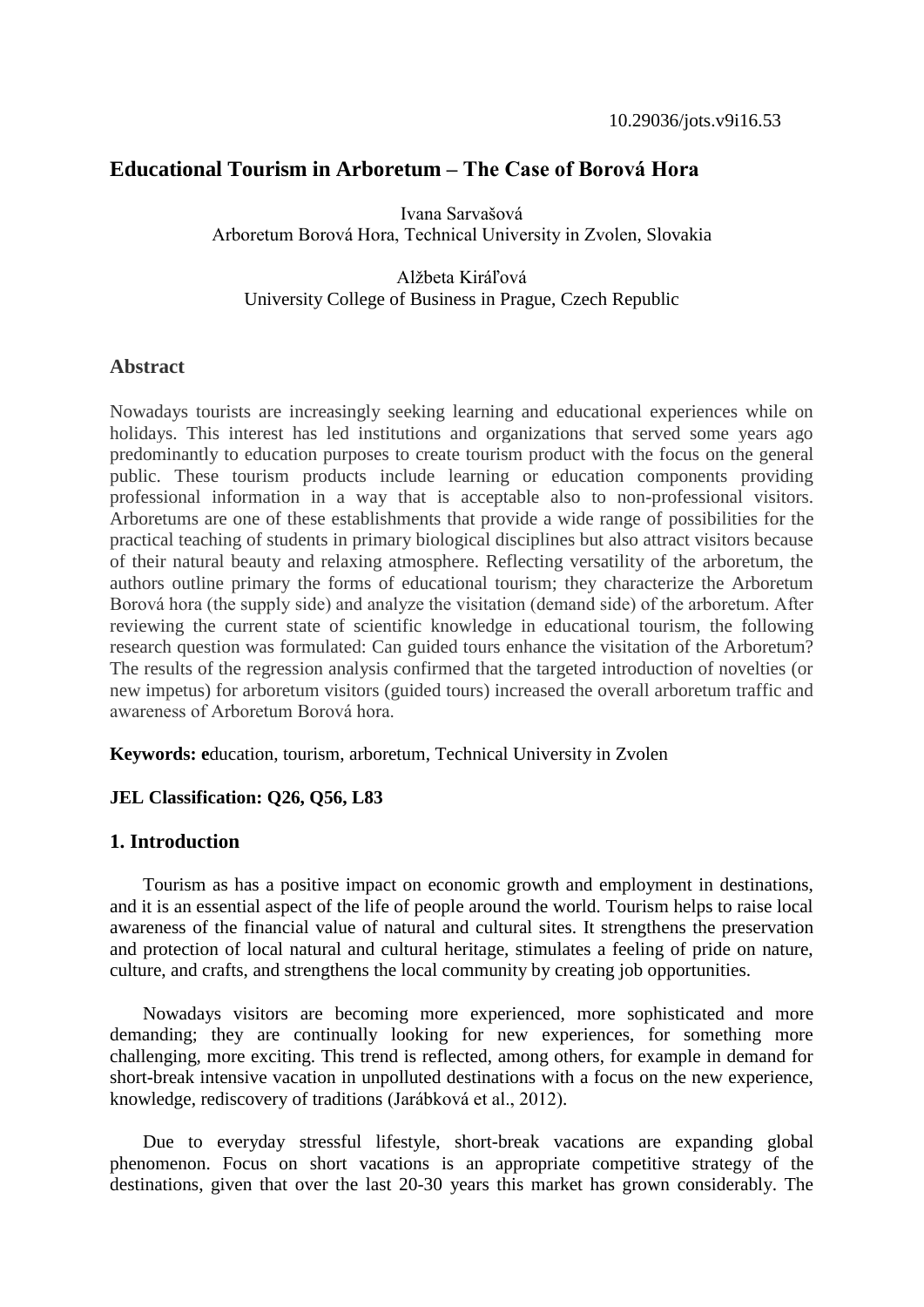10.29036/jots.v9i16.53

# Educational Tourism in Arboretum – The Case of Borová Hora

Ivana Sarvašová
Arboretum Borová Hora, Technical University in Zvolen, Slovakia

Alžbeta Kiráľová
University College of Business in Prague, Czech Republic

## Abstract

Nowadays tourists are increasingly seeking learning and educational experiences while on holidays. This interest has led institutions and organizations that served some years ago predominantly to education purposes to create tourism product with the focus on the general public. These tourism products include learning or education components providing professional information in a way that is acceptable also to non-professional visitors. Arboretums are one of these establishments that provide a wide range of possibilities for the practical teaching of students in primary biological disciplines but also attract visitors because of their natural beauty and relaxing atmosphere. Reflecting versatility of the arboretum, the authors outline primary the forms of educational tourism; they characterize the Arboretum Borová hora (the supply side) and analyze the visitation (demand side) of the arboretum. After reviewing the current state of scientific knowledge in educational tourism, the following research question was formulated: Can guided tours enhance the visitation of the Arboretum? The results of the regression analysis confirmed that the targeted introduction of novelties (or new impetus) for arboretum visitors (guided tours) increased the overall arboretum traffic and awareness of Arboretum Borová hora.

**Keywords: e**ducation, tourism, arboretum, Technical University in Zvolen

**JEL Classification: Q26, Q56, L83**

## 1. Introduction

Tourism as has a positive impact on economic growth and employment in destinations, and it is an essential aspect of the life of people around the world. Tourism helps to raise local awareness of the financial value of natural and cultural sites. It strengthens the preservation and protection of local natural and cultural heritage, stimulates a feeling of pride on nature, culture, and crafts, and strengthens the local community by creating job opportunities.

Nowadays visitors are becoming more experienced, more sophisticated and more demanding; they are continually looking for new experiences, for something more challenging, more exciting. This trend is reflected, among others, for example in demand for short-break intensive vacation in unpolluted destinations with a focus on the new experience, knowledge, rediscovery of traditions (Jarábková et al., 2012).

Due to everyday stressful lifestyle, short-break vacations are expanding global phenomenon. Focus on short vacations is an appropriate competitive strategy of the destinations, given that over the last 20-30 years this market has grown considerably. The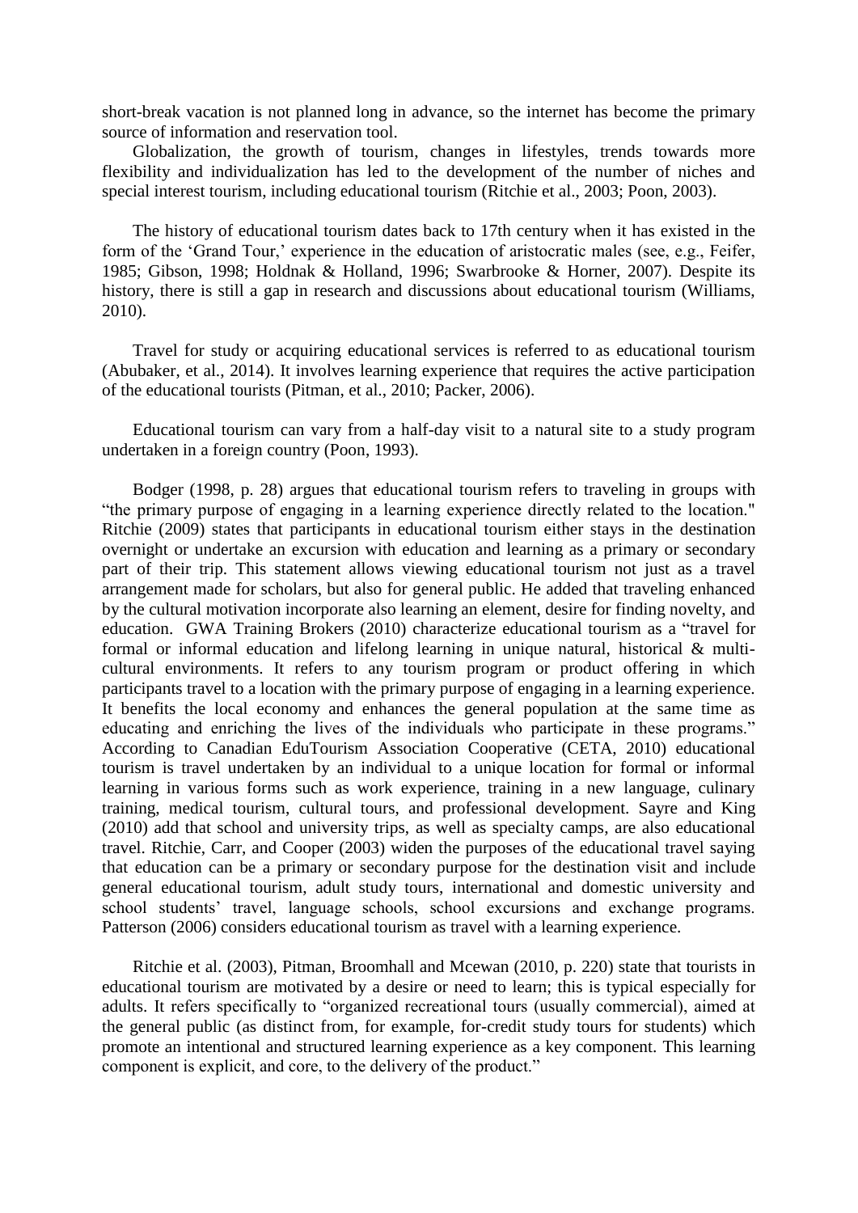short-break vacation is not planned long in advance, so the internet has become the primary source of information and reservation tool.

Globalization, the growth of tourism, changes in lifestyles, trends towards more flexibility and individualization has led to the development of the number of niches and special interest tourism, including educational tourism (Ritchie et al., 2003; Poon, 2003).

The history of educational tourism dates back to 17th century when it has existed in the form of the 'Grand Tour,' experience in the education of aristocratic males (see, e.g., Feifer, 1985; Gibson, 1998; Holdnak & Holland, 1996; Swarbrooke & Horner, 2007). Despite its history, there is still a gap in research and discussions about educational tourism (Williams, 2010).

Travel for study or acquiring educational services is referred to as educational tourism (Abubaker, et al., 2014). It involves learning experience that requires the active participation of the educational tourists (Pitman, et al., 2010; Packer, 2006).

Educational tourism can vary from a half-day visit to a natural site to a study program undertaken in a foreign country (Poon, 1993).

Bodger (1998, p. 28) argues that educational tourism refers to traveling in groups with "the primary purpose of engaging in a learning experience directly related to the location." Ritchie (2009) states that participants in educational tourism either stays in the destination overnight or undertake an excursion with education and learning as a primary or secondary part of their trip. This statement allows viewing educational tourism not just as a travel arrangement made for scholars, but also for general public. He added that traveling enhanced by the cultural motivation incorporate also learning an element, desire for finding novelty, and education. GWA Training Brokers (2010) characterize educational tourism as a "travel for formal or informal education and lifelong learning in unique natural, historical & multi-cultural environments. It refers to any tourism program or product offering in which participants travel to a location with the primary purpose of engaging in a learning experience. It benefits the local economy and enhances the general population at the same time as educating and enriching the lives of the individuals who participate in these programs." According to Canadian EduTourism Association Cooperative (CETA, 2010) educational tourism is travel undertaken by an individual to a unique location for formal or informal learning in various forms such as work experience, training in a new language, culinary training, medical tourism, cultural tours, and professional development. Sayre and King (2010) add that school and university trips, as well as specialty camps, are also educational travel. Ritchie, Carr, and Cooper (2003) widen the purposes of the educational travel saying that education can be a primary or secondary purpose for the destination visit and include general educational tourism, adult study tours, international and domestic university and school students' travel, language schools, school excursions and exchange programs. Patterson (2006) considers educational tourism as travel with a learning experience.

Ritchie et al. (2003), Pitman, Broomhall and Mcewan (2010, p. 220) state that tourists in educational tourism are motivated by a desire or need to learn; this is typical especially for adults. It refers specifically to "organized recreational tours (usually commercial), aimed at the general public (as distinct from, for example, for-credit study tours for students) which promote an intentional and structured learning experience as a key component. This learning component is explicit, and core, to the delivery of the product."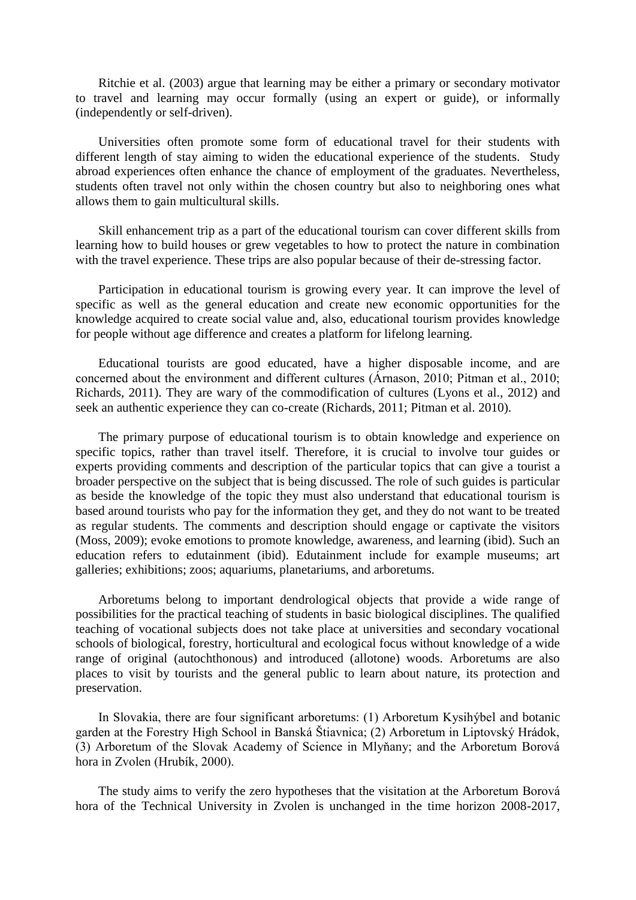Ritchie et al. (2003) argue that learning may be either a primary or secondary motivator to travel and learning may occur formally (using an expert or guide), or informally (independently or self-driven).

Universities often promote some form of educational travel for their students with different length of stay aiming to widen the educational experience of the students. Study abroad experiences often enhance the chance of employment of the graduates. Nevertheless, students often travel not only within the chosen country but also to neighboring ones what allows them to gain multicultural skills.

Skill enhancement trip as a part of the educational tourism can cover different skills from learning how to build houses or grew vegetables to how to protect the nature in combination with the travel experience. These trips are also popular because of their de-stressing factor.

Participation in educational tourism is growing every year. It can improve the level of specific as well as the general education and create new economic opportunities for the knowledge acquired to create social value and, also, educational tourism provides knowledge for people without age difference and creates a platform for lifelong learning.

Educational tourists are good educated, have a higher disposable income, and are concerned about the environment and different cultures (Árnason, 2010; Pitman et al., 2010; Richards, 2011). They are wary of the commodification of cultures (Lyons et al., 2012) and seek an authentic experience they can co-create (Richards, 2011; Pitman et al. 2010).

The primary purpose of educational tourism is to obtain knowledge and experience on specific topics, rather than travel itself. Therefore, it is crucial to involve tour guides or experts providing comments and description of the particular topics that can give a tourist a broader perspective on the subject that is being discussed. The role of such guides is particular as beside the knowledge of the topic they must also understand that educational tourism is based around tourists who pay for the information they get, and they do not want to be treated as regular students. The comments and description should engage or captivate the visitors (Moss, 2009); evoke emotions to promote knowledge, awareness, and learning (ibid). Such an education refers to edutainment (ibid). Edutainment include for example museums; art galleries; exhibitions; zoos; aquariums, planetariums, and arboretums.

Arboretums belong to important dendrological objects that provide a wide range of possibilities for the practical teaching of students in basic biological disciplines. The qualified teaching of vocational subjects does not take place at universities and secondary vocational schools of biological, forestry, horticultural and ecological focus without knowledge of a wide range of original (autochthonous) and introduced (allotone) woods. Arboretums are also places to visit by tourists and the general public to learn about nature, its protection and preservation.

In Slovakia, there are four significant arboretums: (1) Arboretum Kysihýbel and botanic garden at the Forestry High School in Banská Štiavnica; (2) Arboretum in Liptovský Hrádok, (3) Arboretum of the Slovak Academy of Science in Mlyňany; and the Arboretum Borová hora in Zvolen (Hrubík, 2000).

The study aims to verify the zero hypotheses that the visitation at the Arboretum Borová hora of the Technical University in Zvolen is unchanged in the time horizon 2008-2017,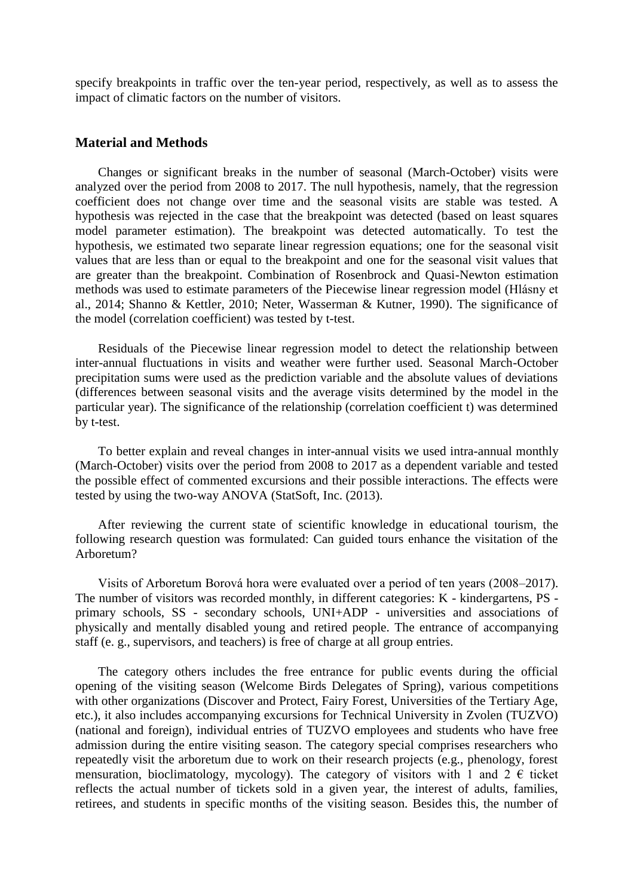specify breakpoints in traffic over the ten-year period, respectively, as well as to assess the impact of climatic factors on the number of visitors.

## Material and Methods

Changes or significant breaks in the number of seasonal (March-October) visits were analyzed over the period from 2008 to 2017. The null hypothesis, namely, that the regression coefficient does not change over time and the seasonal visits are stable was tested. A hypothesis was rejected in the case that the breakpoint was detected (based on least squares model parameter estimation). The breakpoint was detected automatically. To test the hypothesis, we estimated two separate linear regression equations; one for the seasonal visit values that are less than or equal to the breakpoint and one for the seasonal visit values that are greater than the breakpoint. Combination of Rosenbrock and Quasi-Newton estimation methods was used to estimate parameters of the Piecewise linear regression model (Hlásny et al., 2014; Shanno & Kettler, 2010; Neter, Wasserman & Kutner, 1990). The significance of the model (correlation coefficient) was tested by t-test.

Residuals of the Piecewise linear regression model to detect the relationship between inter-annual fluctuations in visits and weather were further used. Seasonal March-October precipitation sums were used as the prediction variable and the absolute values of deviations (differences between seasonal visits and the average visits determined by the model in the particular year). The significance of the relationship (correlation coefficient t) was determined by t-test.

To better explain and reveal changes in inter-annual visits we used intra-annual monthly (March-October) visits over the period from 2008 to 2017 as a dependent variable and tested the possible effect of commented excursions and their possible interactions. The effects were tested by using the two-way ANOVA (StatSoft, Inc. (2013).

After reviewing the current state of scientific knowledge in educational tourism, the following research question was formulated: Can guided tours enhance the visitation of the Arboretum?

Visits of Arboretum Borová hora were evaluated over a period of ten years (2008–2017). The number of visitors was recorded monthly, in different categories: K - kindergartens, PS - primary schools, SS - secondary schools, UNI+ADP - universities and associations of physically and mentally disabled young and retired people. The entrance of accompanying staff (e. g., supervisors, and teachers) is free of charge at all group entries.

The category others includes the free entrance for public events during the official opening of the visiting season (Welcome Birds Delegates of Spring), various competitions with other organizations (Discover and Protect, Fairy Forest, Universities of the Tertiary Age, etc.), it also includes accompanying excursions for Technical University in Zvolen (TUZVO) (national and foreign), individual entries of TUZVO employees and students who have free admission during the entire visiting season. The category special comprises researchers who repeatedly visit the arboretum due to work on their research projects (e.g., phenology, forest mensuration, bioclimatology, mycology). The category of visitors with 1 and 2 € ticket reflects the actual number of tickets sold in a given year, the interest of adults, families, retirees, and students in specific months of the visiting season. Besides this, the number of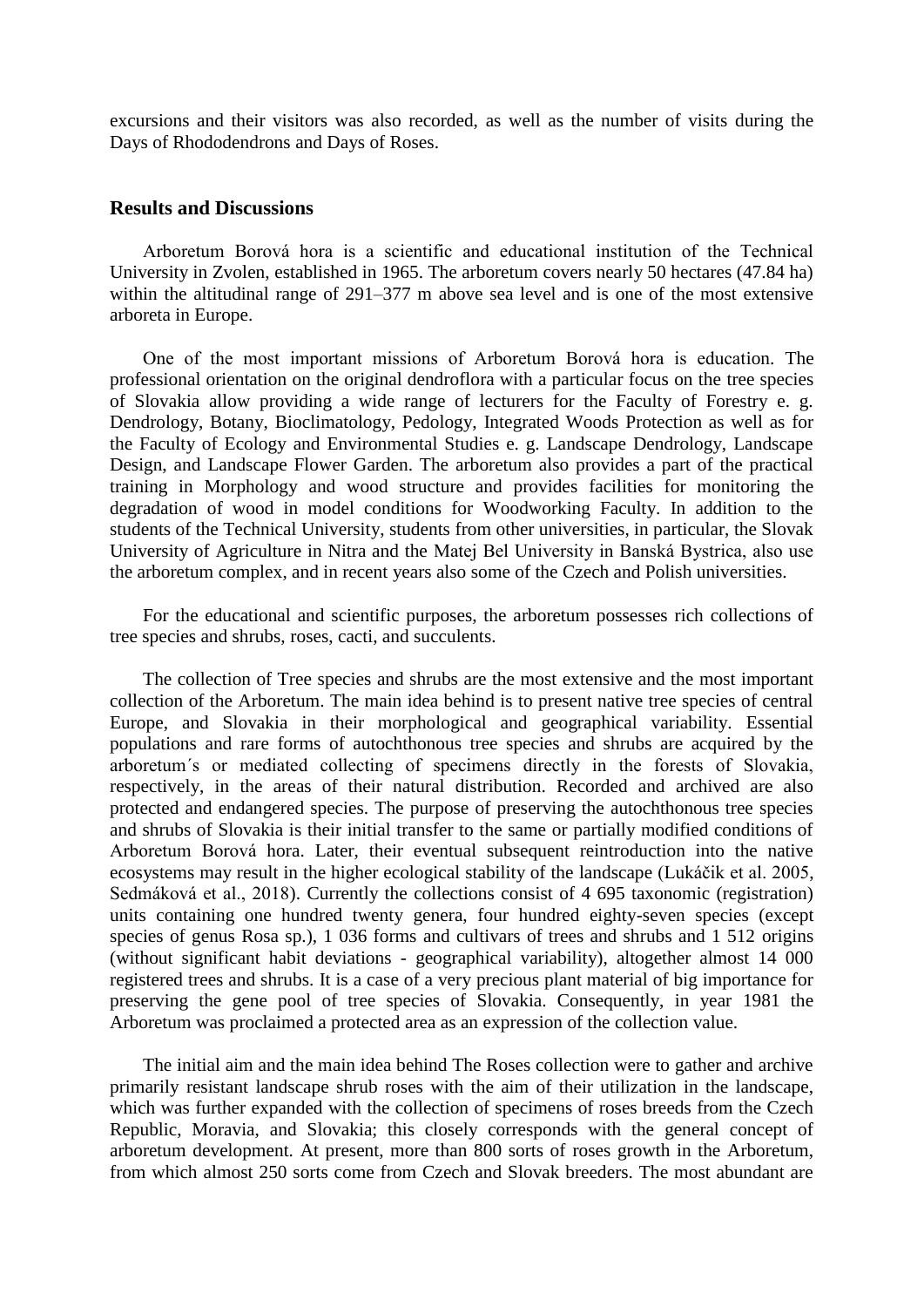excursions and their visitors was also recorded, as well as the number of visits during the Days of Rhododendrons and Days of Roses.

## Results and Discussions

Arboretum Borová hora is a scientific and educational institution of the Technical University in Zvolen, established in 1965. The arboretum covers nearly 50 hectares (47.84 ha) within the altitudinal range of 291–377 m above sea level and is one of the most extensive arboreta in Europe.

One of the most important missions of Arboretum Borová hora is education. The professional orientation on the original dendroflora with a particular focus on the tree species of Slovakia allow providing a wide range of lecturers for the Faculty of Forestry e. g. Dendrology, Botany, Bioclimatology, Pedology, Integrated Woods Protection as well as for the Faculty of Ecology and Environmental Studies e. g. Landscape Dendrology, Landscape Design, and Landscape Flower Garden. The arboretum also provides a part of the practical training in Morphology and wood structure and provides facilities for monitoring the degradation of wood in model conditions for Woodworking Faculty. In addition to the students of the Technical University, students from other universities, in particular, the Slovak University of Agriculture in Nitra and the Matej Bel University in Banská Bystrica, also use the arboretum complex, and in recent years also some of the Czech and Polish universities.

For the educational and scientific purposes, the arboretum possesses rich collections of tree species and shrubs, roses, cacti, and succulents.

The collection of Tree species and shrubs are the most extensive and the most important collection of the Arboretum. The main idea behind is to present native tree species of central Europe, and Slovakia in their morphological and geographical variability. Essential populations and rare forms of autochthonous tree species and shrubs are acquired by the arboretum´s or mediated collecting of specimens directly in the forests of Slovakia, respectively, in the areas of their natural distribution. Recorded and archived are also protected and endangered species. The purpose of preserving the autochthonous tree species and shrubs of Slovakia is their initial transfer to the same or partially modified conditions of Arboretum Borová hora. Later, their eventual subsequent reintroduction into the native ecosystems may result in the higher ecological stability of the landscape (Lukáčik et al. 2005, Sedmáková et al., 2018). Currently the collections consist of 4 695 taxonomic (registration) units containing one hundred twenty genera, four hundred eighty-seven species (except species of genus Rosa sp.), 1 036 forms and cultivars of trees and shrubs and 1 512 origins (without significant habit deviations - geographical variability), altogether almost 14 000 registered trees and shrubs. It is a case of a very precious plant material of big importance for preserving the gene pool of tree species of Slovakia. Consequently, in year 1981 the Arboretum was proclaimed a protected area as an expression of the collection value.

The initial aim and the main idea behind The Roses collection were to gather and archive primarily resistant landscape shrub roses with the aim of their utilization in the landscape, which was further expanded with the collection of specimens of roses breeds from the Czech Republic, Moravia, and Slovakia; this closely corresponds with the general concept of arboretum development. At present, more than 800 sorts of roses growth in the Arboretum, from which almost 250 sorts come from Czech and Slovak breeders. The most abundant are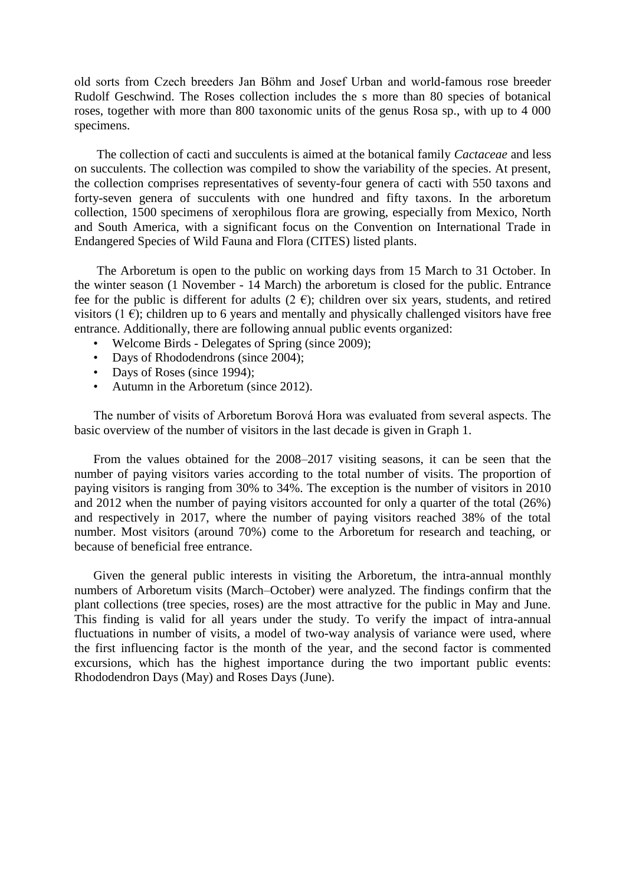old sorts from Czech breeders Jan Böhm and Josef Urban and world-famous rose breeder Rudolf Geschwind. The Roses collection includes the s more than 80 species of botanical roses, together with more than 800 taxonomic units of the genus Rosa sp., with up to 4 000 specimens.

The collection of cacti and succulents is aimed at the botanical family *Cactaceae* and less on succulents. The collection was compiled to show the variability of the species. At present, the collection comprises representatives of seventy-four genera of cacti with 550 taxons and forty-seven genera of succulents with one hundred and fifty taxons. In the arboretum collection, 1500 specimens of xerophilous flora are growing, especially from Mexico, North and South America, with a significant focus on the Convention on International Trade in Endangered Species of Wild Fauna and Flora (CITES) listed plants.

The Arboretum is open to the public on working days from 15 March to 31 October. In the winter season (1 November - 14 March) the arboretum is closed for the public. Entrance fee for the public is different for adults (2 €); children over six years, students, and retired visitors (1 €); children up to 6 years and mentally and physically challenged visitors have free entrance. Additionally, there are following annual public events organized:

- Welcome Birds - Delegates of Spring (since 2009);
- Days of Rhododendrons (since 2004);
- Days of Roses (since 1994);
- Autumn in the Arboretum (since 2012).

The number of visits of Arboretum Borová Hora was evaluated from several aspects. The basic overview of the number of visitors in the last decade is given in Graph 1.

From the values obtained for the 2008–2017 visiting seasons, it can be seen that the number of paying visitors varies according to the total number of visits. The proportion of paying visitors is ranging from 30% to 34%. The exception is the number of visitors in 2010 and 2012 when the number of paying visitors accounted for only a quarter of the total (26%) and respectively in 2017, where the number of paying visitors reached 38% of the total number. Most visitors (around 70%) come to the Arboretum for research and teaching, or because of beneficial free entrance.

Given the general public interests in visiting the Arboretum, the intra-annual monthly numbers of Arboretum visits (March–October) were analyzed. The findings confirm that the plant collections (tree species, roses) are the most attractive for the public in May and June. This finding is valid for all years under the study. To verify the impact of intra-annual fluctuations in number of visits, a model of two-way analysis of variance were used, where the first influencing factor is the month of the year, and the second factor is commented excursions, which has the highest importance during the two important public events: Rhododendron Days (May) and Roses Days (June).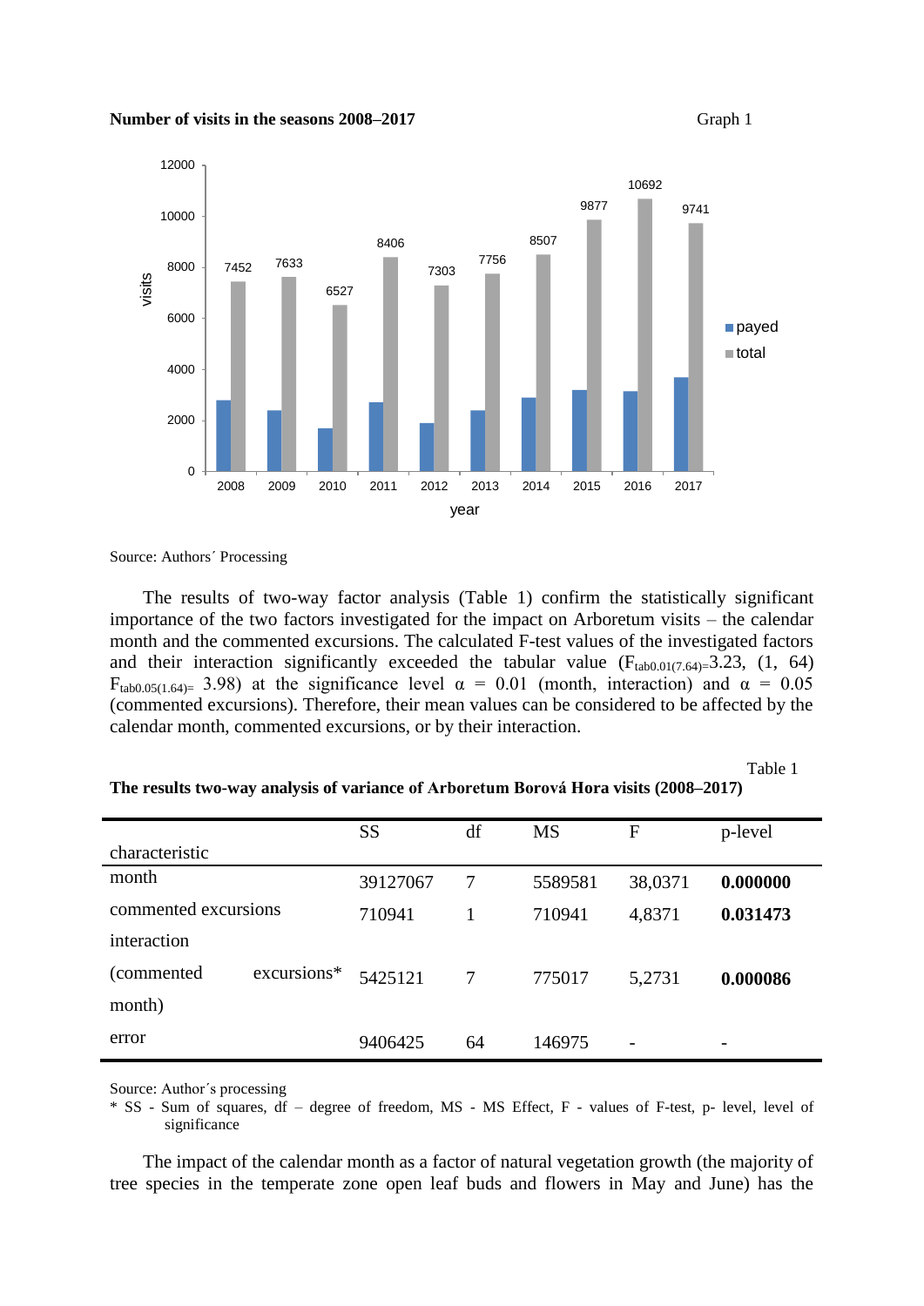**Number of visits in the seasons 2008–2017** Graph 1

Source: Authors´ Processing

The results of two-way factor analysis (Table 1) confirm the statistically significant importance of the two factors investigated for the impact on Arboretum visits – the calendar month and the commented excursions. The calculated F-test values of the investigated factors and their interaction significantly exceeded the tabular value ($F_{tab0.01(7.64)=}$3.23, (1, 64) $F_{tab0.05(1.64)=}$ 3.98) at the significance level α = 0.01 (month, interaction) and α = 0.05 (commented excursions). Therefore, their mean values can be considered to be affected by the calendar month, commented excursions, or by their interaction.

Table 1

**The results two-way analysis of variance of Arboretum Borová Hora visits (2008–2017)**

| characteristic | SS | df | MS | F | p-level |
|---|---|---|---|---|---|
| month | 39127067 | 7 | 5589581 | 38,0371 | **0.000000** |
| commented excursions | 710941 | 1 | 710941 | 4,8371 | **0.031473** |
| interaction (commented excursions* month) | 5425121 | 7 | 775017 | 5,2731 | **0.000086** |
| error | 9406425 | 64 | 146975 | - | - |

Source: Author´s processing

* SS - Sum of squares, df – degree of freedom, MS - MS Effect, F - values of F-test, p- level, level of significance

The impact of the calendar month as a factor of natural vegetation growth (the majority of tree species in the temperate zone open leaf buds and flowers in May and June) has the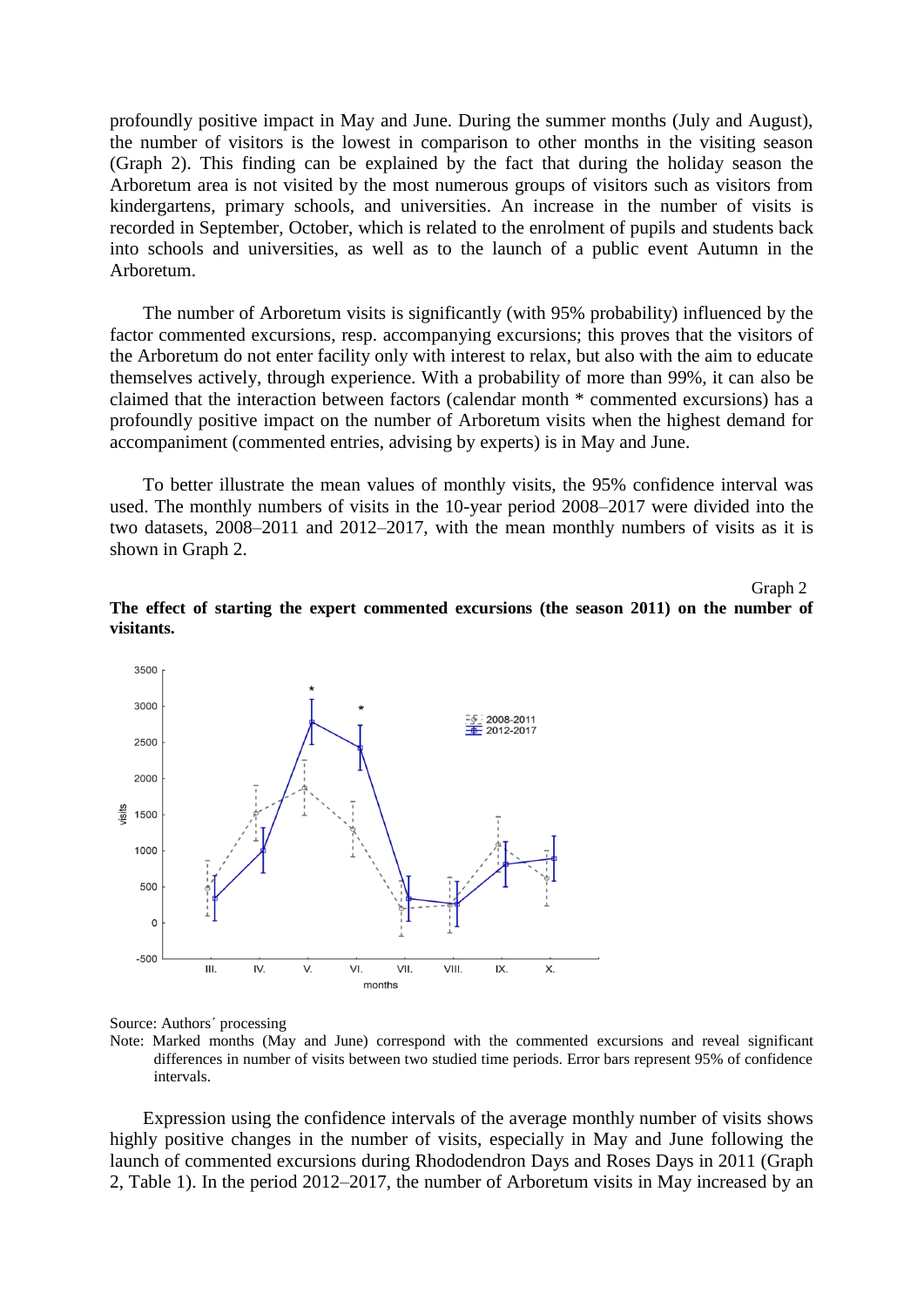profoundly positive impact in May and June. During the summer months (July and August), the number of visitors is the lowest in comparison to other months in the visiting season (Graph 2). This finding can be explained by the fact that during the holiday season the Arboretum area is not visited by the most numerous groups of visitors such as visitors from kindergartens, primary schools, and universities. An increase in the number of visits is recorded in September, October, which is related to the enrolment of pupils and students back into schools and universities, as well as to the launch of a public event Autumn in the Arboretum.

The number of Arboretum visits is significantly (with 95% probability) influenced by the factor commented excursions, resp. accompanying excursions; this proves that the visitors of the Arboretum do not enter facility only with interest to relax, but also with the aim to educate themselves actively, through experience. With a probability of more than 99%, it can also be claimed that the interaction between factors (calendar month * commented excursions) has a profoundly positive impact on the number of Arboretum visits when the highest demand for accompaniment (commented entries, advising by experts) is in May and June.

To better illustrate the mean values of monthly visits, the 95% confidence interval was used. The monthly numbers of visits in the 10-year period 2008–2017 were divided into the two datasets, 2008–2011 and 2012–2017, with the mean monthly numbers of visits as it is shown in Graph 2.

Graph 2

**The effect of starting the expert commented excursions (the season 2011) on the number of visitants.**

Source: Authors´ processing

Note: Marked months (May and June) correspond with the commented excursions and reveal significant differences in number of visits between two studied time periods. Error bars represent 95% of confidence intervals.

Expression using the confidence intervals of the average monthly number of visits shows highly positive changes in the number of visits, especially in May and June following the launch of commented excursions during Rhododendron Days and Roses Days in 2011 (Graph 2, Table 1). In the period 2012–2017, the number of Arboretum visits in May increased by an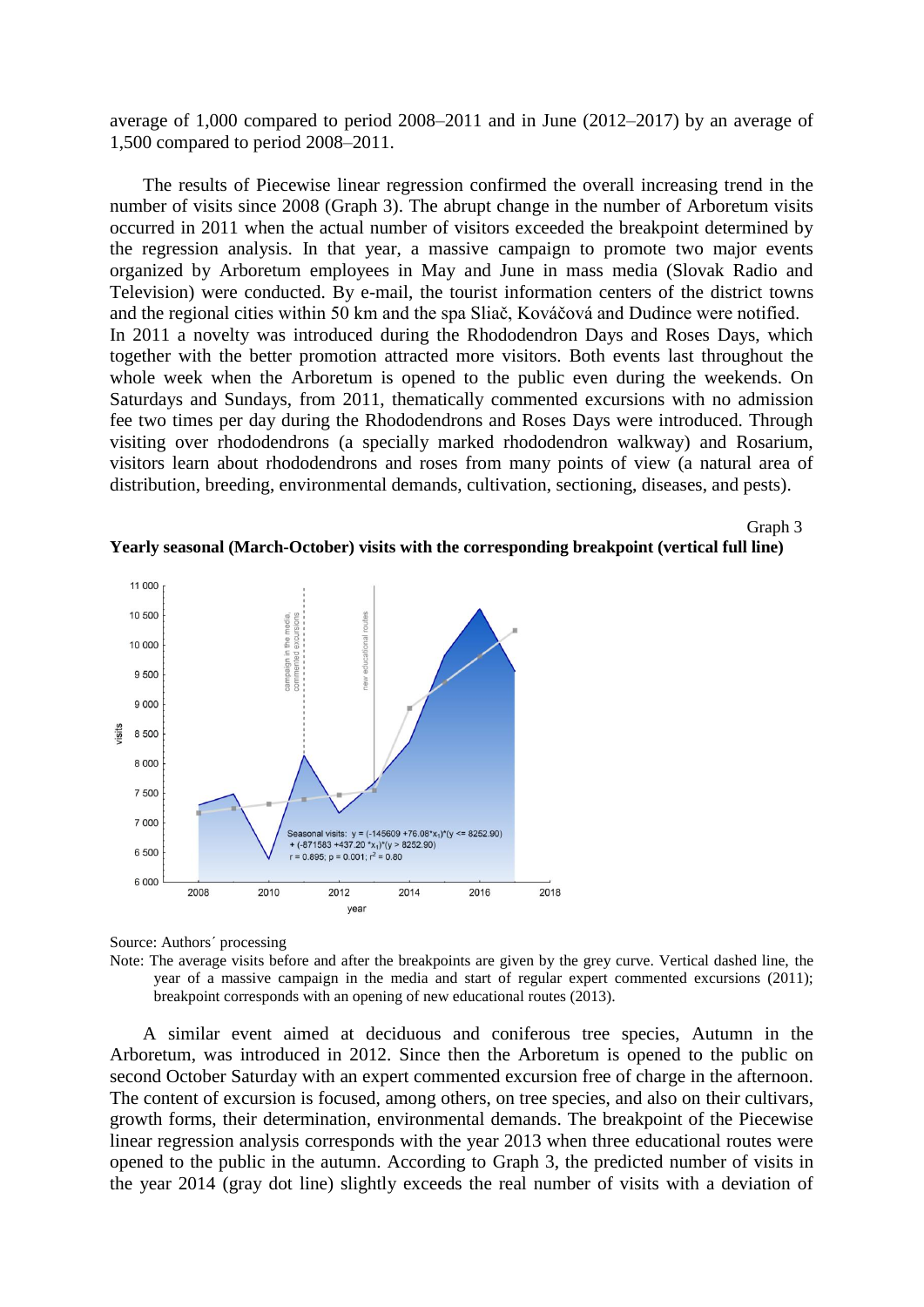average of 1,000 compared to period 2008–2011 and in June (2012–2017) by an average of 1,500 compared to period 2008–2011.

The results of Piecewise linear regression confirmed the overall increasing trend in the number of visits since 2008 (Graph 3). The abrupt change in the number of Arboretum visits occurred in 2011 when the actual number of visitors exceeded the breakpoint determined by the regression analysis. In that year, a massive campaign to promote two major events organized by Arboretum employees in May and June in mass media (Slovak Radio and Television) were conducted. By e-mail, the tourist information centers of the district towns and the regional cities within 50 km and the spa Sliač, Kováčová and Dudince were notified.
In 2011 a novelty was introduced during the Rhododendron Days and Roses Days, which together with the better promotion attracted more visitors. Both events last throughout the whole week when the Arboretum is opened to the public even during the weekends. On Saturdays and Sundays, from 2011, thematically commented excursions with no admission fee two times per day during the Rhododendrons and Roses Days were introduced. Through visiting over rhododendrons (a specially marked rhododendron walkway) and Rosarium, visitors learn about rhododendrons and roses from many points of view (a natural area of distribution, breeding, environmental demands, cultivation, sectioning, diseases, and pests).

Graph 3

**Yearly seasonal (March-October) visits with the corresponding breakpoint (vertical full line)**

Seasonal visits: $y = (-145609 + 76.08 \cdot x_1) \cdot (y \le 8252.90) + (-871583 + 437.20 \cdot x_1) \cdot (y > 8252.90)$
$r = 0.895$; $p = 0.001$; $r^2 = 0.80$

Source: Authors´ processing

Note: The average visits before and after the breakpoints are given by the grey curve. Vertical dashed line, the year of a massive campaign in the media and start of regular expert commented excursions (2011); breakpoint corresponds with an opening of new educational routes (2013).

A similar event aimed at deciduous and coniferous tree species, Autumn in the Arboretum, was introduced in 2012. Since then the Arboretum is opened to the public on second October Saturday with an expert commented excursion free of charge in the afternoon. The content of excursion is focused, among others, on tree species, and also on their cultivars, growth forms, their determination, environmental demands. The breakpoint of the Piecewise linear regression analysis corresponds with the year 2013 when three educational routes were opened to the public in the autumn. According to Graph 3, the predicted number of visits in the year 2014 (gray dot line) slightly exceeds the real number of visits with a deviation of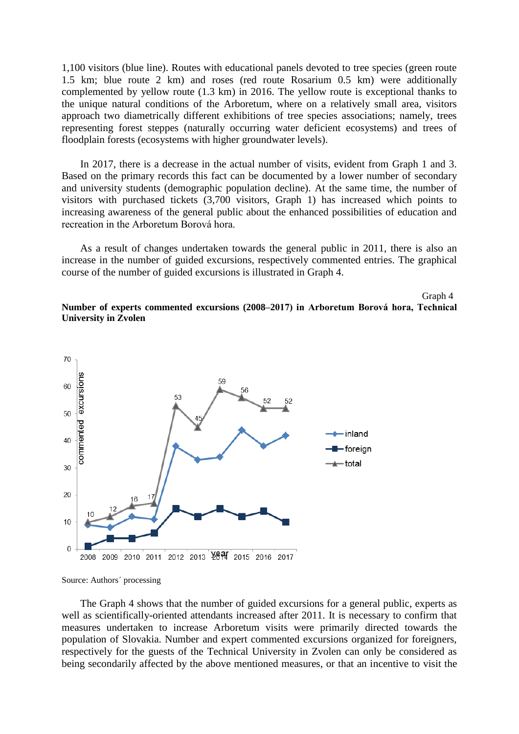1,100 visitors (blue line). Routes with educational panels devoted to tree species (green route 1.5 km; blue route 2 km) and roses (red route Rosarium 0.5 km) were additionally complemented by yellow route (1.3 km) in 2016. The yellow route is exceptional thanks to the unique natural conditions of the Arboretum, where on a relatively small area, visitors approach two diametrically different exhibitions of tree species associations; namely, trees representing forest steppes (naturally occurring water deficient ecosystems) and trees of floodplain forests (ecosystems with higher groundwater levels).

In 2017, there is a decrease in the actual number of visits, evident from Graph 1 and 3. Based on the primary records this fact can be documented by a lower number of secondary and university students (demographic population decline). At the same time, the number of visitors with purchased tickets (3,700 visitors, Graph 1) has increased which points to increasing awareness of the general public about the enhanced possibilities of education and recreation in the Arboretum Borová hora.

As a result of changes undertaken towards the general public in 2011, there is also an increase in the number of guided excursions, respectively commented entries. The graphical course of the number of guided excursions is illustrated in Graph 4.

Graph 4

**Number of experts commented excursions (2008–2017) in Arboretum Borová hora, Technical University in Zvolen**

| year | inland | foreign | total |
|---|---|---|---|
| 2008 | 9 | 1 | 10 |
| 2009 | 8 | 4 | 12 |
| 2010 | 12 | 4 | 16 |
| 2011 | 11 | 6 | 17 |
| 2012 | 38 | 15 | 53 |
| 2013 | 33 | 12 | 45 |
| 2014 | 34 | 15 | 59 |
| 2015 | 44 | 12 | 56 |
| 2016 | 38 | 14 | 52 |
| 2017 | 42 | 10 | 52 |

Source: Authors´ processing

The Graph 4 shows that the number of guided excursions for a general public, experts as well as scientifically-oriented attendants increased after 2011. It is necessary to confirm that measures undertaken to increase Arboretum visits were primarily directed towards the population of Slovakia. Number and expert commented excursions organized for foreigners, respectively for the guests of the Technical University in Zvolen can only be considered as being secondarily affected by the above mentioned measures, or that an incentive to visit the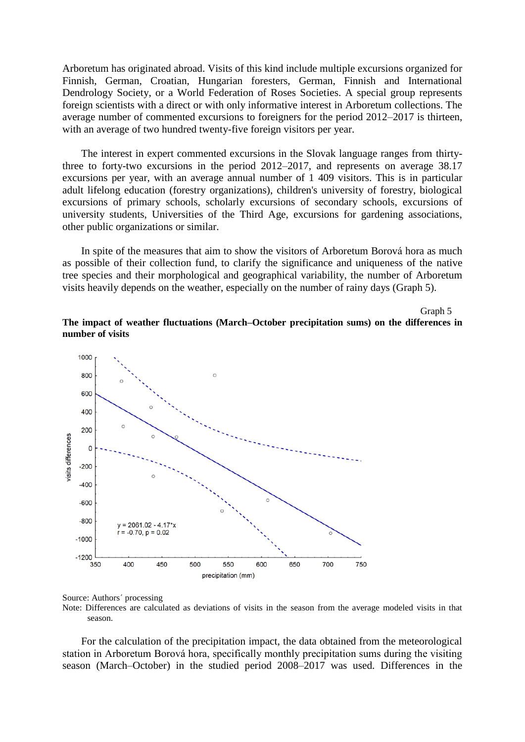Arboretum has originated abroad. Visits of this kind include multiple excursions organized for Finnish, German, Croatian, Hungarian foresters, German, Finnish and International Dendrology Society, or a World Federation of Roses Societies. A special group represents foreign scientists with a direct or with only informative interest in Arboretum collections. The average number of commented excursions to foreigners for the period 2012–2017 is thirteen, with an average of two hundred twenty-five foreign visitors per year.

The interest in expert commented excursions in the Slovak language ranges from thirty-three to forty-two excursions in the period 2012–2017, and represents on average 38.17 excursions per year, with an average annual number of 1 409 visitors. This is in particular adult lifelong education (forestry organizations), children's university of forestry, biological excursions of primary schools, scholarly excursions of secondary schools, excursions of university students, Universities of the Third Age, excursions for gardening associations, other public organizations or similar.

In spite of the measures that aim to show the visitors of Arboretum Borová hora as much as possible of their collection fund, to clarify the significance and uniqueness of the native tree species and their morphological and geographical variability, the number of Arboretum visits heavily depends on the weather, especially on the number of rainy days (Graph 5).

Graph 5

**The impact of weather fluctuations (March–October precipitation sums) on the differences in number of visits**

$y = 2061.02 - 4.17 \cdot x$
$r = -0.70$, $p = 0.02$

Source: Authors´ processing

Note: Differences are calculated as deviations of visits in the season from the average modeled visits in that season.

For the calculation of the precipitation impact, the data obtained from the meteorological station in Arboretum Borová hora, specifically monthly precipitation sums during the visiting season (March–October) in the studied period 2008–2017 was used. Differences in the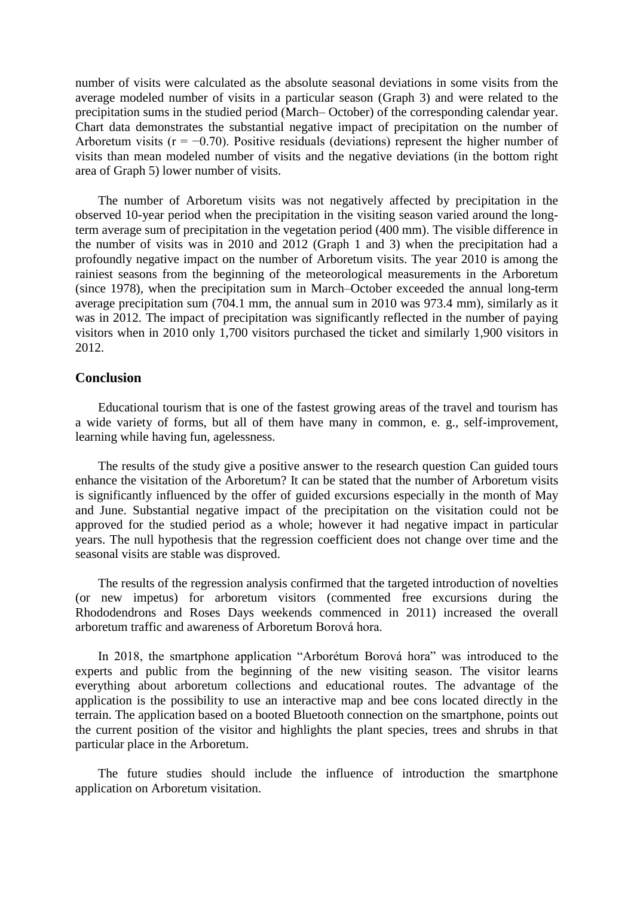number of visits were calculated as the absolute seasonal deviations in some visits from the average modeled number of visits in a particular season (Graph 3) and were related to the precipitation sums in the studied period (March– October) of the corresponding calendar year. Chart data demonstrates the substantial negative impact of precipitation on the number of Arboretum visits ($r = -0.70$). Positive residuals (deviations) represent the higher number of visits than mean modeled number of visits and the negative deviations (in the bottom right area of Graph 5) lower number of visits.

The number of Arboretum visits was not negatively affected by precipitation in the observed 10-year period when the precipitation in the visiting season varied around the long-term average sum of precipitation in the vegetation period (400 mm). The visible difference in the number of visits was in 2010 and 2012 (Graph 1 and 3) when the precipitation had a profoundly negative impact on the number of Arboretum visits. The year 2010 is among the rainiest seasons from the beginning of the meteorological measurements in the Arboretum (since 1978), when the precipitation sum in March–October exceeded the annual long-term average precipitation sum (704.1 mm, the annual sum in 2010 was 973.4 mm), similarly as it was in 2012. The impact of precipitation was significantly reflected in the number of paying visitors when in 2010 only 1,700 visitors purchased the ticket and similarly 1,900 visitors in 2012.

## Conclusion

Educational tourism that is one of the fastest growing areas of the travel and tourism has a wide variety of forms, but all of them have many in common, e. g., self-improvement, learning while having fun, agelessness.

The results of the study give a positive answer to the research question Can guided tours enhance the visitation of the Arboretum? It can be stated that the number of Arboretum visits is significantly influenced by the offer of guided excursions especially in the month of May and June. Substantial negative impact of the precipitation on the visitation could not be approved for the studied period as a whole; however it had negative impact in particular years. The null hypothesis that the regression coefficient does not change over time and the seasonal visits are stable was disproved.

The results of the regression analysis confirmed that the targeted introduction of novelties (or new impetus) for arboretum visitors (commented free excursions during the Rhododendrons and Roses Days weekends commenced in 2011) increased the overall arboretum traffic and awareness of Arboretum Borová hora.

In 2018, the smartphone application "Arborétum Borová hora" was introduced to the experts and public from the beginning of the new visiting season. The visitor learns everything about arboretum collections and educational routes. The advantage of the application is the possibility to use an interactive map and bee cons located directly in the terrain. The application based on a booted Bluetooth connection on the smartphone, points out the current position of the visitor and highlights the plant species, trees and shrubs in that particular place in the Arboretum.

The future studies should include the influence of introduction the smartphone application on Arboretum visitation.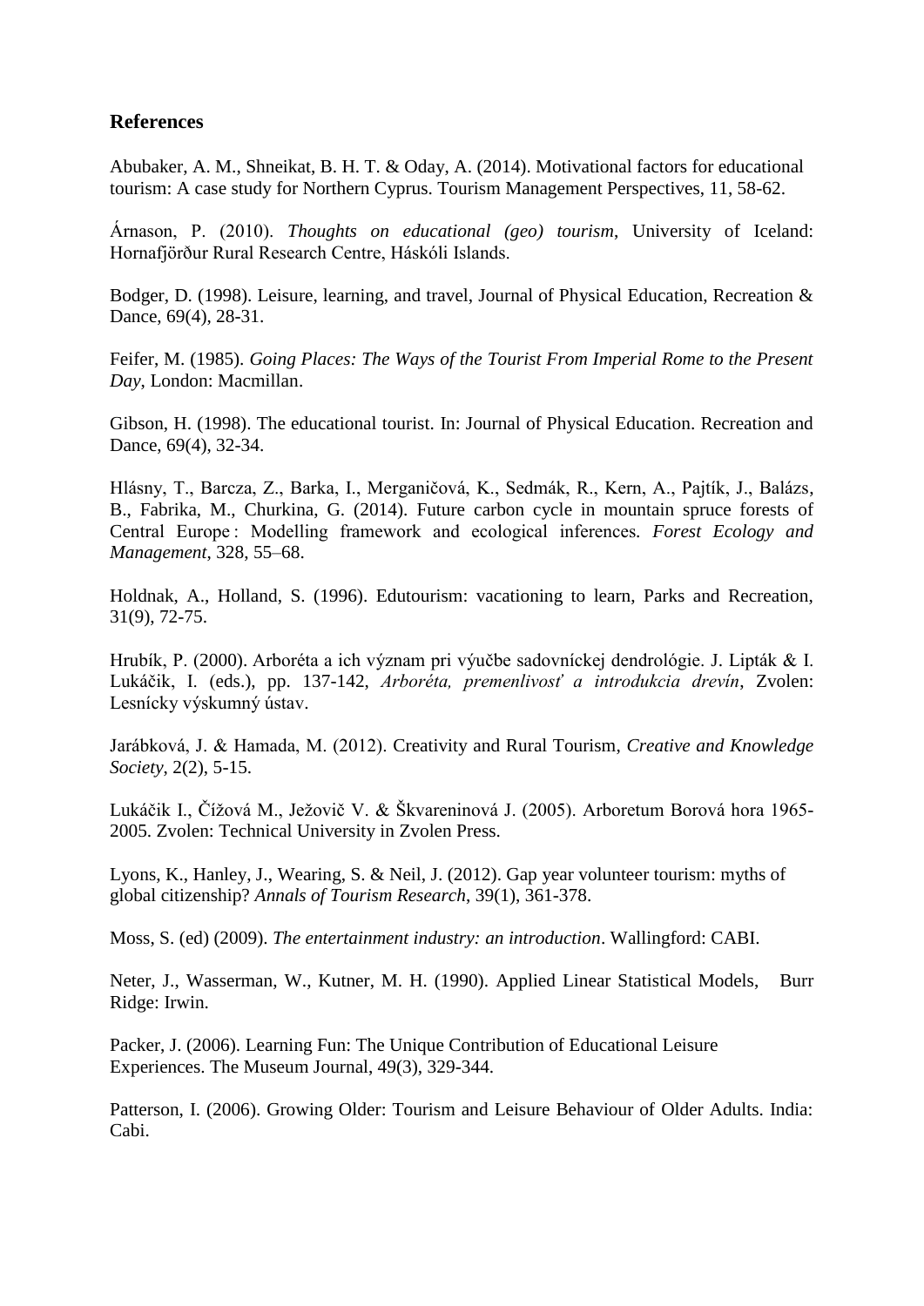## References

Abubaker, A. M., Shneikat, B. H. T. & Oday, A. (2014). Motivational factors for educational tourism: A case study for Northern Cyprus. Tourism Management Perspectives, 11, 58-62.

Árnason, P. (2010). *Thoughts on educational (geo) tourism*, University of Iceland: Hornafjörður Rural Research Centre, Háskóli Islands.

Bodger, D. (1998). Leisure, learning, and travel, Journal of Physical Education, Recreation & Dance, 69(4), 28-31.

Feifer, M. (1985). *Going Places: The Ways of the Tourist From Imperial Rome to the Present Day*, London: Macmillan.

Gibson, H. (1998). The educational tourist. In: Journal of Physical Education. Recreation and Dance, 69(4), 32-34.

Hlásny, T., Barcza, Z., Barka, I., Merganičová, K., Sedmák, R., Kern, A., Pajtík, J., Balázs, B., Fabrika, M., Churkina, G. (2014). Future carbon cycle in mountain spruce forests of Central Europe : Modelling framework and ecological inferences. *Forest Ecology and Management*, 328, 55–68.

Holdnak, A., Holland, S. (1996). Edutourism: vacationing to learn, Parks and Recreation, 31(9), 72-75.

Hrubík, P. (2000). Arboréta a ich význam pri výučbe sadovníckej dendrológie. J. Lipták & I. Lukáčik, I. (eds.), pp. 137-142, *Arboréta, premenlivosť a introdukcia drevín*, Zvolen: Lesnícky výskumný ústav.

Jarábková, J. & Hamada, M. (2012). Creativity and Rural Tourism, *Creative and Knowledge Society*, 2(2), 5-15.

Lukáčik I., Čížová M., Ježovič V. & Škvareninová J. (2005). Arboretum Borová hora 1965-2005. Zvolen: Technical University in Zvolen Press.

Lyons, K., Hanley, J., Wearing, S. & Neil, J. (2012). Gap year volunteer tourism: myths of global citizenship? *Annals of Tourism Research*, 39(1), 361-378.

Moss, S. (ed) (2009). *The entertainment industry: an introduction*. Wallingford: CABI.

Neter, J., Wasserman, W., Kutner, M. H. (1990). Applied Linear Statistical Models, Burr Ridge: Irwin.

Packer, J. (2006). Learning Fun: The Unique Contribution of Educational Leisure Experiences. The Museum Journal, 49(3), 329-344.

Patterson, I. (2006). Growing Older: Tourism and Leisure Behaviour of Older Adults. India: Cabi.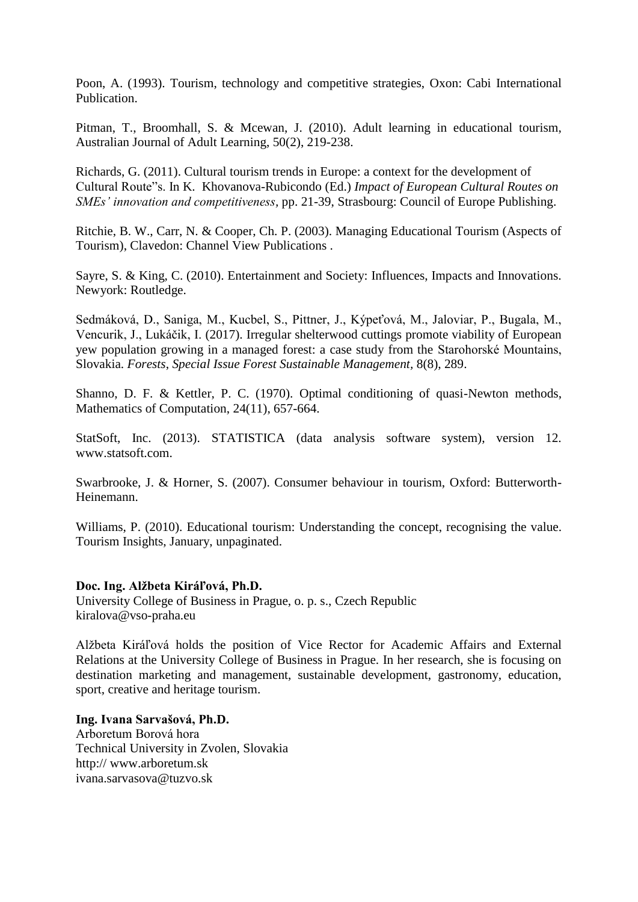Poon, A. (1993). Tourism, technology and competitive strategies, Oxon: Cabi International Publication.

Pitman, T., Broomhall, S. & Mcewan, J. (2010). Adult learning in educational tourism, Australian Journal of Adult Learning, 50(2), 219-238.

Richards, G. (2011). Cultural tourism trends in Europe: a context for the development of Cultural Route"s. In K. Khovanova-Rubicondo (Ed.) *Impact of European Cultural Routes on SMEs' innovation and competitiveness*, pp. 21-39, Strasbourg: Council of Europe Publishing.

Ritchie, B. W., Carr, N. & Cooper, Ch. P. (2003). Managing Educational Tourism (Aspects of Tourism), Clavedon: Channel View Publications .

Sayre, S. & King, C. (2010). Entertainment and Society: Influences, Impacts and Innovations. Newyork: Routledge.

Sedmáková, D., Saniga, M., Kucbel, S., Pittner, J., Kýpeťová, M., Jaloviar, P., Bugala, M., Vencurik, J., Lukáčik, I. (2017). Irregular shelterwood cuttings promote viability of European yew population growing in a managed forest: a case study from the Starohorské Mountains, Slovakia. *Forests*, *Special Issue Forest Sustainable Management*, 8(8), 289.

Shanno, D. F. & Kettler, P. C. (1970). Optimal conditioning of quasi-Newton methods, Mathematics of Computation, 24(11), 657-664.

StatSoft, Inc. (2013). STATISTICA (data analysis software system), version 12. www.statsoft.com.

Swarbrooke, J. & Horner, S. (2007). Consumer behaviour in tourism, Oxford: Butterworth-Heinemann.

Williams, P. (2010). Educational tourism: Understanding the concept, recognising the value. Tourism Insights, January, unpaginated.

**Doc. Ing. Alžbeta Kiráľová, Ph.D.**
University College of Business in Prague, o. p. s., Czech Republic
kiralova@vso-praha.eu

Alžbeta Kiráľová holds the position of Vice Rector for Academic Affairs and External Relations at the University College of Business in Prague. In her research, she is focusing on destination marketing and management, sustainable development, gastronomy, education, sport, creative and heritage tourism.

**Ing. Ivana Sarvašová, Ph.D.**
Arboretum Borová hora
Technical University in Zvolen, Slovakia
http:// www.arboretum.sk
ivana.sarvasova@tuzvo.sk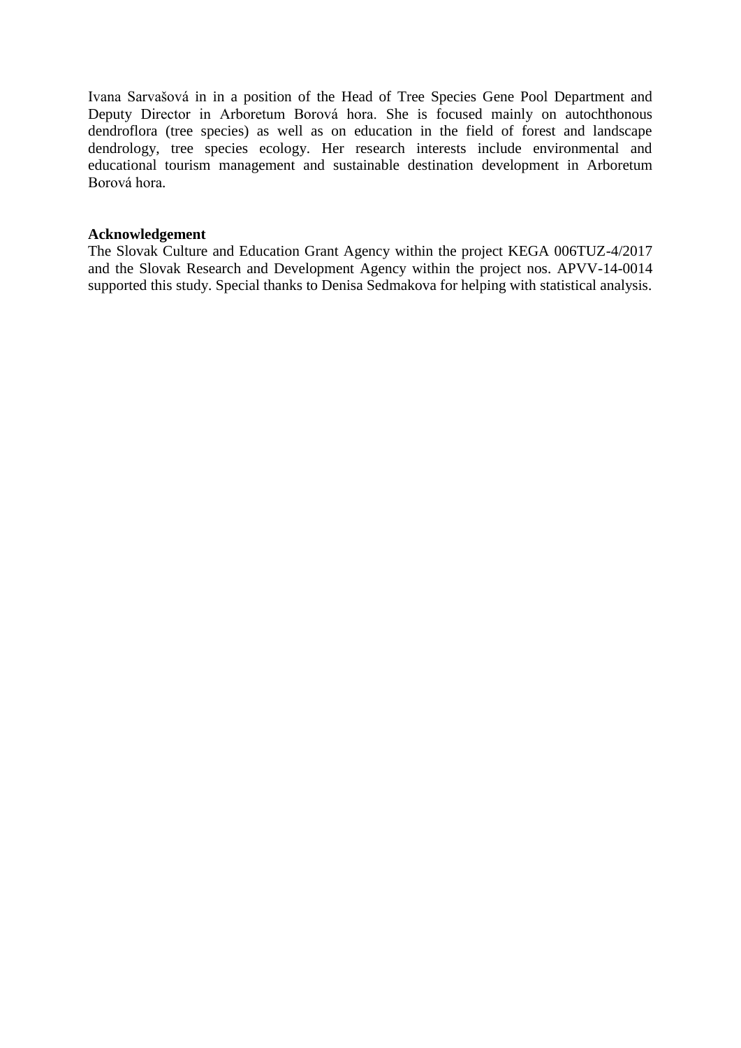Ivana Sarvašová in in a position of the Head of Tree Species Gene Pool Department and Deputy Director in Arboretum Borová hora. She is focused mainly on autochthonous dendroflora (tree species) as well as on education in the field of forest and landscape dendrology, tree species ecology. Her research interests include environmental and educational tourism management and sustainable destination development in Arboretum Borová hora.

**Acknowledgement**

The Slovak Culture and Education Grant Agency within the project KEGA 006TUZ-4/2017 and the Slovak Research and Development Agency within the project nos. APVV-14-0014 supported this study. Special thanks to Denisa Sedmakova for helping with statistical analysis.